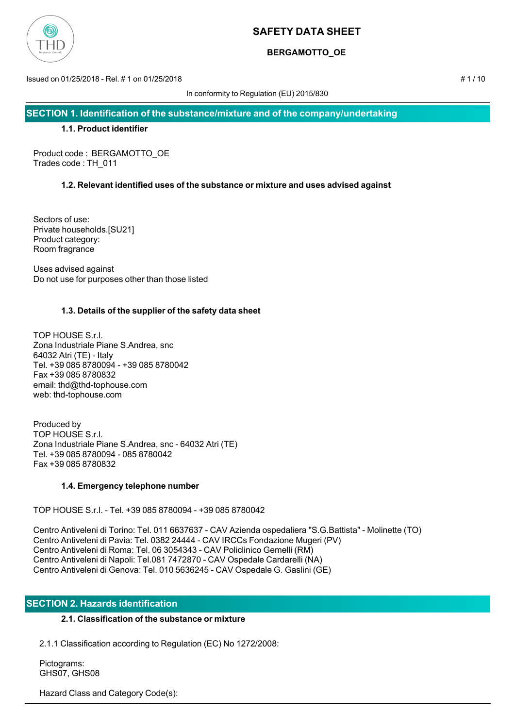# SAFETY DATA SHEET

**BERGAMOTTO_OE**

Issued on 01/25/2018 - Rel. # 1 on 01/25/2018

In conformity to Regulation (EU) 2015/830

## SECTION 1. Identification of the substance/mixture and of the company/undertaking

### 1.1. Product identifier

Product code : BERGAMOTTO_OE
Trades code : TH_011

### 1.2. Relevant identified uses of the substance or mixture and uses advised against

Sectors of use:
Private households.[SU21]
Product category:
Room fragrance

Uses advised against
Do not use for purposes other than those listed

### 1.3. Details of the supplier of the safety data sheet

TOP HOUSE S.r.l.
Zona Industriale Piane S.Andrea, snc
64032 Atri (TE) - Italy
Tel. +39 085 8780094 - +39 085 8780042
Fax +39 085 8780832
email: thd@thd-tophouse.com
web: thd-tophouse.com

Produced by
TOP HOUSE S.r.l.
Zona Industriale Piane S.Andrea, snc - 64032 Atri (TE)
Tel. +39 085 8780094 - 085 8780042
Fax +39 085 8780832

### 1.4. Emergency telephone number

TOP HOUSE S.r.l. - Tel. +39 085 8780094 - +39 085 8780042

Centro Antiveleni di Torino: Tel. 011 6637637 - CAV Azienda ospedaliera "S.G.Battista" - Molinette (TO)
Centro Antiveleni di Pavia: Tel. 0382 24444 - CAV IRCCs Fondazione Mugeri (PV)
Centro Antiveleni di Roma: Tel. 06 3054343 - CAV Policlinico Gemelli (RM)
Centro Antiveleni di Napoli: Tel.081 7472870 - CAV Ospedale Cardarelli (NA)
Centro Antiveleni di Genova: Tel. 010 5636245 - CAV Ospedale G. Gaslini (GE)

## SECTION 2. Hazards identification

### 2.1. Classification of the substance or mixture

2.1.1 Classification according to Regulation (EC) No 1272/2008:

Pictograms:
GHS07, GHS08

Hazard Class and Category Code(s):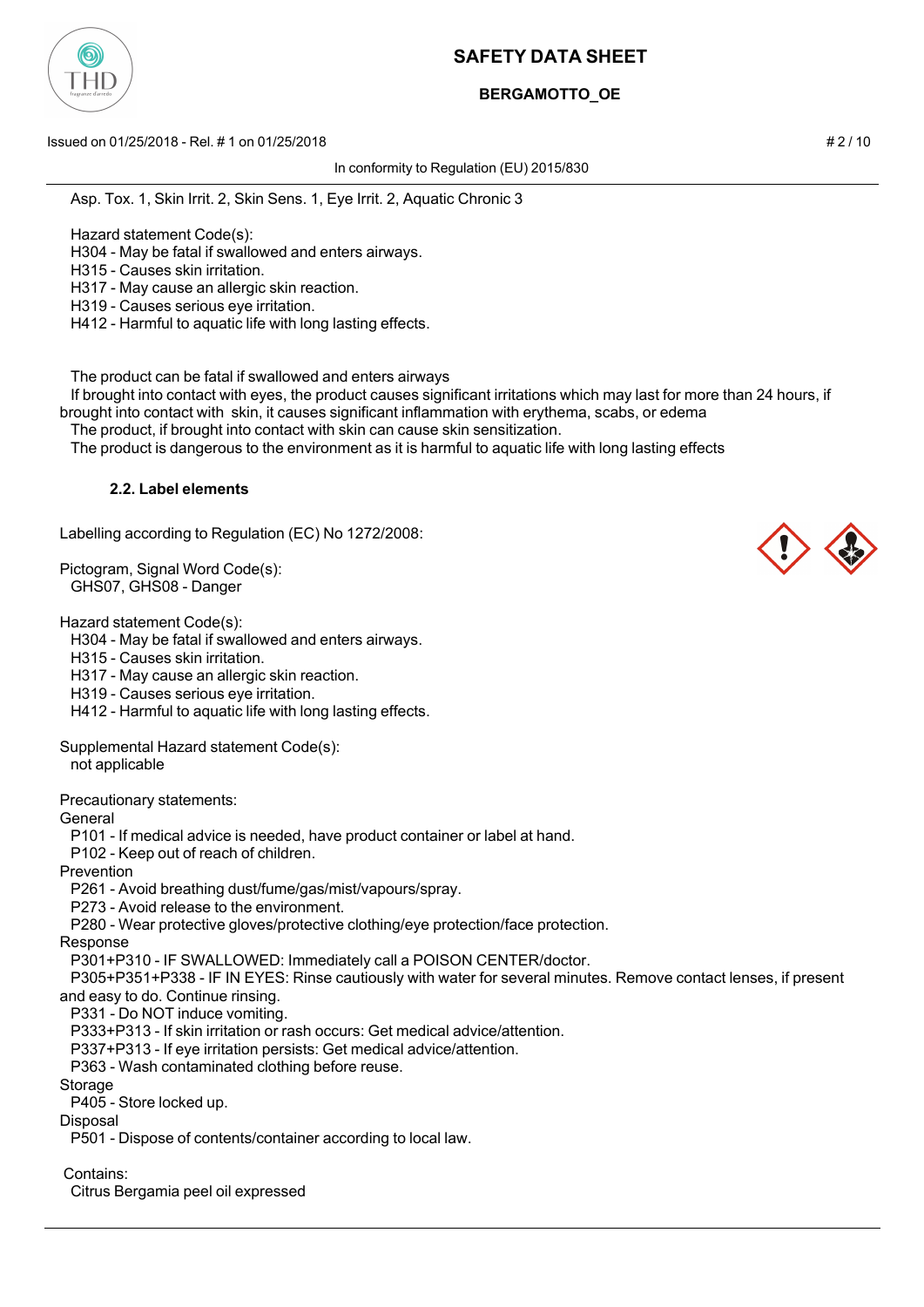Asp. Tox. 1, Skin Irrit. 2, Skin Sens. 1, Eye Irrit. 2, Aquatic Chronic 3

Hazard statement Code(s):
H304 - May be fatal if swallowed and enters airways.
H315 - Causes skin irritation.
H317 - May cause an allergic skin reaction.
H319 - Causes serious eye irritation.
H412 - Harmful to aquatic life with long lasting effects.

The product can be fatal if swallowed and enters airways
If brought into contact with eyes, the product causes significant irritations which may last for more than 24 hours, if brought into contact with skin, it causes significant inflammation with erythema, scabs, or edema
The product, if brought into contact with skin can cause skin sensitization.
The product is dangerous to the environment as it is harmful to aquatic life with long lasting effects

### 2.2. Label elements

Labelling according to Regulation (EC) No 1272/2008:

Pictogram, Signal Word Code(s):
GHS07, GHS08 - Danger

Hazard statement Code(s):
H304 - May be fatal if swallowed and enters airways.
H315 - Causes skin irritation.
H317 - May cause an allergic skin reaction.
H319 - Causes serious eye irritation.
H412 - Harmful to aquatic life with long lasting effects.

Supplemental Hazard statement Code(s):
not applicable

Precautionary statements:
General
P101 - If medical advice is needed, have product container or label at hand.
P102 - Keep out of reach of children.
Prevention
P261 - Avoid breathing dust/fume/gas/mist/vapours/spray.
P273 - Avoid release to the environment.
P280 - Wear protective gloves/protective clothing/eye protection/face protection.
Response
P301+P310 - IF SWALLOWED: Immediately call a POISON CENTER/doctor.
P305+P351+P338 - IF IN EYES: Rinse cautiously with water for several minutes. Remove contact lenses, if present and easy to do. Continue rinsing.
P331 - Do NOT induce vomiting.
P333+P313 - If skin irritation or rash occurs: Get medical advice/attention.
P337+P313 - If eye irritation persists: Get medical advice/attention.
P363 - Wash contaminated clothing before reuse.
Storage
P405 - Store locked up.
Disposal
P501 - Dispose of contents/container according to local law.

Contains:
Citrus Bergamia peel oil expressed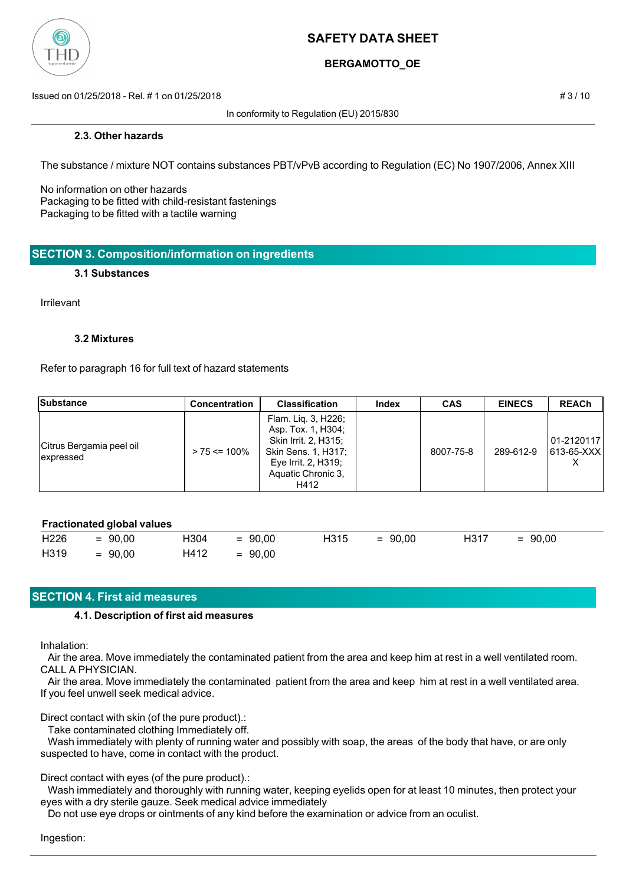### 2.3. Other hazards

The substance / mixture NOT contains substances PBT/vPvB according to Regulation (EC) No 1907/2006, Annex XIII

No information on other hazards
Packaging to be fitted with child-resistant fastenings
Packaging to be fitted with a tactile warning

## SECTION 3. Composition/information on ingredients

### 3.1 Substances

Irrilevant

### 3.2 Mixtures

Refer to paragraph 16 for full text of hazard statements

| Substance | Concentration | Classification | Index | CAS | EINECS | REACh |
|---|---|---|---|---|---|---|
| Citrus Bergamia peel oil expressed | > 75 <= 100% | Flam. Liq. 3, H226; Asp. Tox. 1, H304; Skin Irrit. 2, H315; Skin Sens. 1, H317; Eye Irrit. 2, H319; Aquatic Chronic 3, H412 | | 8007-75-8 | 289-612-9 | 01-2120117613-65-XXXX |

**Fractionated global values**

| | | | | | | | |
|---|---|---|---|---|---|---|---|
| H226 | = 90,00 | H304 | = 90,00 | H315 | = 90,00 | H317 | = 90,00 |
| H319 | = 90,00 | H412 | = 90,00 | | | | |

## SECTION 4. First aid measures

### 4.1. Description of first aid measures

Inhalation:
Air the area. Move immediately the contaminated patient from the area and keep him at rest in a well ventilated room. CALL A PHYSICIAN.
Air the area. Move immediately the contaminated patient from the area and keep him at rest in a well ventilated area. If you feel unwell seek medical advice.

Direct contact with skin (of the pure product).:
Take contaminated clothing Immediately off.
Wash immediately with plenty of running water and possibly with soap, the areas of the body that have, or are only suspected to have, come in contact with the product.

Direct contact with eyes (of the pure product).:
Wash immediately and thoroughly with running water, keeping eyelids open for at least 10 minutes, then protect your eyes with a dry sterile gauze. Seek medical advice immediately
Do not use eye drops or ointments of any kind before the examination or advice from an oculist.

Ingestion: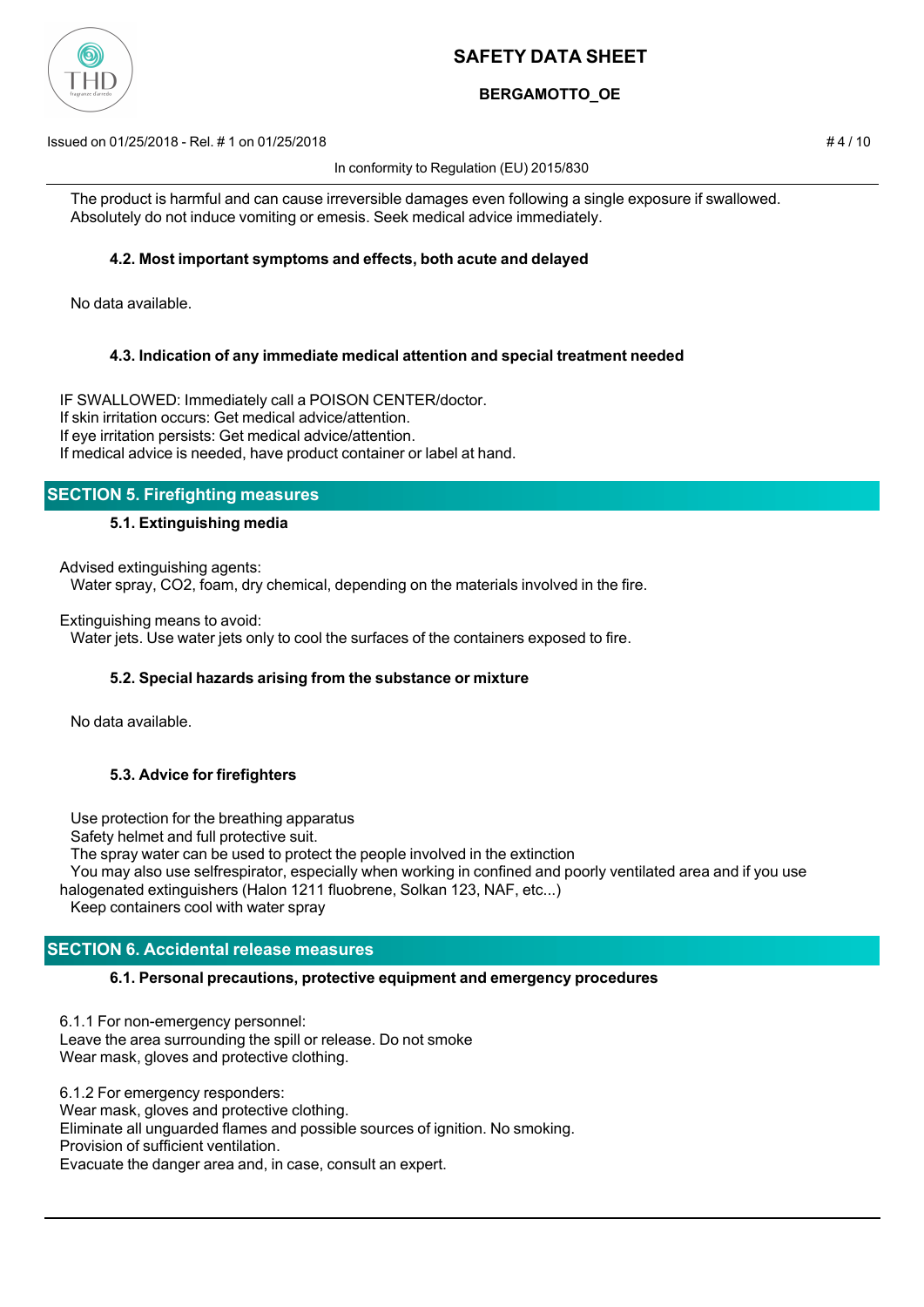The product is harmful and can cause irreversible damages even following a single exposure if swallowed. Absolutely do not induce vomiting or emesis. Seek medical advice immediately.

### 4.2. Most important symptoms and effects, both acute and delayed

No data available.

### 4.3. Indication of any immediate medical attention and special treatment needed

IF SWALLOWED: Immediately call a POISON CENTER/doctor.
If skin irritation occurs: Get medical advice/attention.
If eye irritation persists: Get medical advice/attention.
If medical advice is needed, have product container or label at hand.

## SECTION 5. Firefighting measures

### 5.1. Extinguishing media

Advised extinguishing agents:
Water spray, $CO_2$, foam, dry chemical, depending on the materials involved in the fire.

Extinguishing means to avoid:
Water jets. Use water jets only to cool the surfaces of the containers exposed to fire.

### 5.2. Special hazards arising from the substance or mixture

No data available.

### 5.3. Advice for firefighters

Use protection for the breathing apparatus
Safety helmet and full protective suit.
The spray water can be used to protect the people involved in the extinction
You may also use selfrespirator, especially when working in confined and poorly ventilated area and if you use halogenated extinguishers (Halon 1211 fluobrene, Solkan 123, NAF, etc...)
Keep containers cool with water spray

## SECTION 6. Accidental release measures

### 6.1. Personal precautions, protective equipment and emergency procedures

6.1.1 For non-emergency personnel:
Leave the area surrounding the spill or release. Do not smoke
Wear mask, gloves and protective clothing.

6.1.2 For emergency responders:
Wear mask, gloves and protective clothing.
Eliminate all unguarded flames and possible sources of ignition. No smoking.
Provision of sufficient ventilation.
Evacuate the danger area and, in case, consult an expert.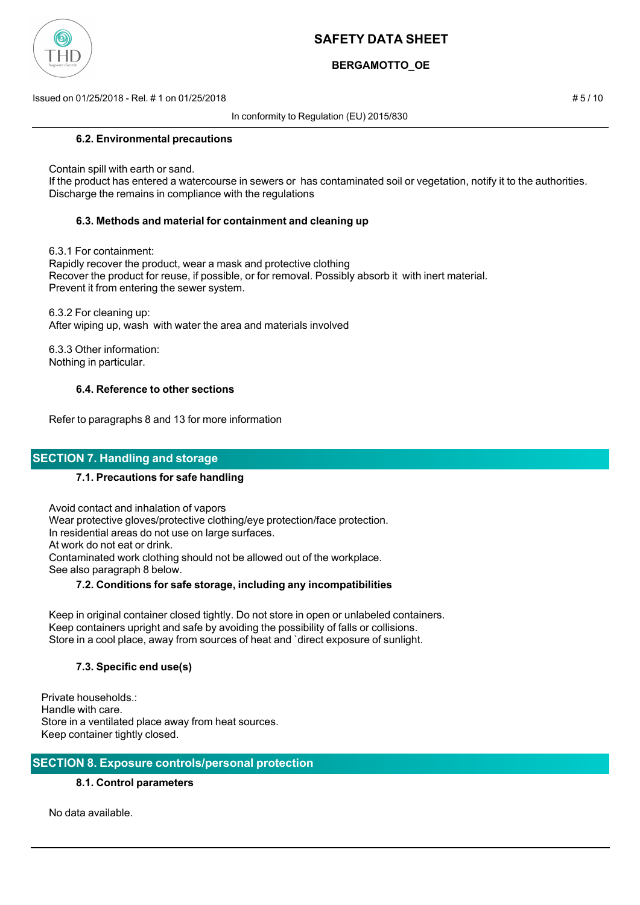### 6.2. Environmental precautions

Contain spill with earth or sand.
If the product has entered a watercourse in sewers or has contaminated soil or vegetation, notify it to the authorities.
Discharge the remains in compliance with the regulations

### 6.3. Methods and material for containment and cleaning up

6.3.1 For containment:
Rapidly recover the product, wear a mask and protective clothing
Recover the product for reuse, if possible, or for removal. Possibly absorb it with inert material.
Prevent it from entering the sewer system.

6.3.2 For cleaning up:
After wiping up, wash with water the area and materials involved

6.3.3 Other information:
Nothing in particular.

### 6.4. Reference to other sections

Refer to paragraphs 8 and 13 for more information

## SECTION 7. Handling and storage

### 7.1. Precautions for safe handling

Avoid contact and inhalation of vapors
Wear protective gloves/protective clothing/eye protection/face protection.
In residential areas do not use on large surfaces.
At work do not eat or drink.
Contaminated work clothing should not be allowed out of the workplace.
See also paragraph 8 below.

### 7.2. Conditions for safe storage, including any incompatibilities

Keep in original container closed tightly. Do not store in open or unlabeled containers.
Keep containers upright and safe by avoiding the possibility of falls or collisions.
Store in a cool place, away from sources of heat and `direct exposure of sunlight.

### 7.3. Specific end use(s)

Private households.:
Handle with care.
Store in a ventilated place away from heat sources.
Keep container tightly closed.

## SECTION 8. Exposure controls/personal protection

### 8.1. Control parameters

No data available.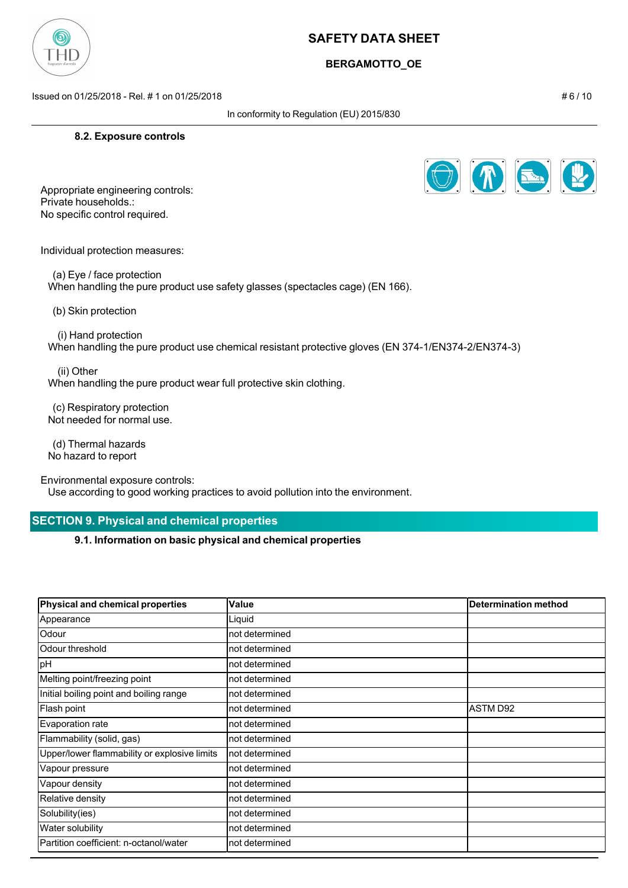### 8.2. Exposure controls

Appropriate engineering controls:
Private households.:
No specific control required.

Individual protection measures:

(a) Eye / face protection
When handling the pure product use safety glasses (spectacles cage) (EN 166).

(b) Skin protection

(i) Hand protection
When handling the pure product use chemical resistant protective gloves (EN 374-1/EN374-2/EN374-3)

(ii) Other
When handling the pure product wear full protective skin clothing.

(c) Respiratory protection
Not needed for normal use.

(d) Thermal hazards
No hazard to report

Environmental exposure controls:
Use according to good working practices to avoid pollution into the environment.

## SECTION 9. Physical and chemical properties

### 9.1. Information on basic physical and chemical properties

| Physical and chemical properties | Value | Determination method |
|---|---|---|
| Appearance | Liquid | |
| Odour | not determined | |
| Odour threshold | not determined | |
| pH | not determined | |
| Melting point/freezing point | not determined | |
| Initial boiling point and boiling range | not determined | |
| Flash point | not determined | ASTM D92 |
| Evaporation rate | not determined | |
| Flammability (solid, gas) | not determined | |
| Upper/lower flammability or explosive limits | not determined | |
| Vapour pressure | not determined | |
| Vapour density | not determined | |
| Relative density | not determined | |
| Solubility(ies) | not determined | |
| Water solubility | not determined | |
| Partition coefficient: n-octanol/water | not determined | |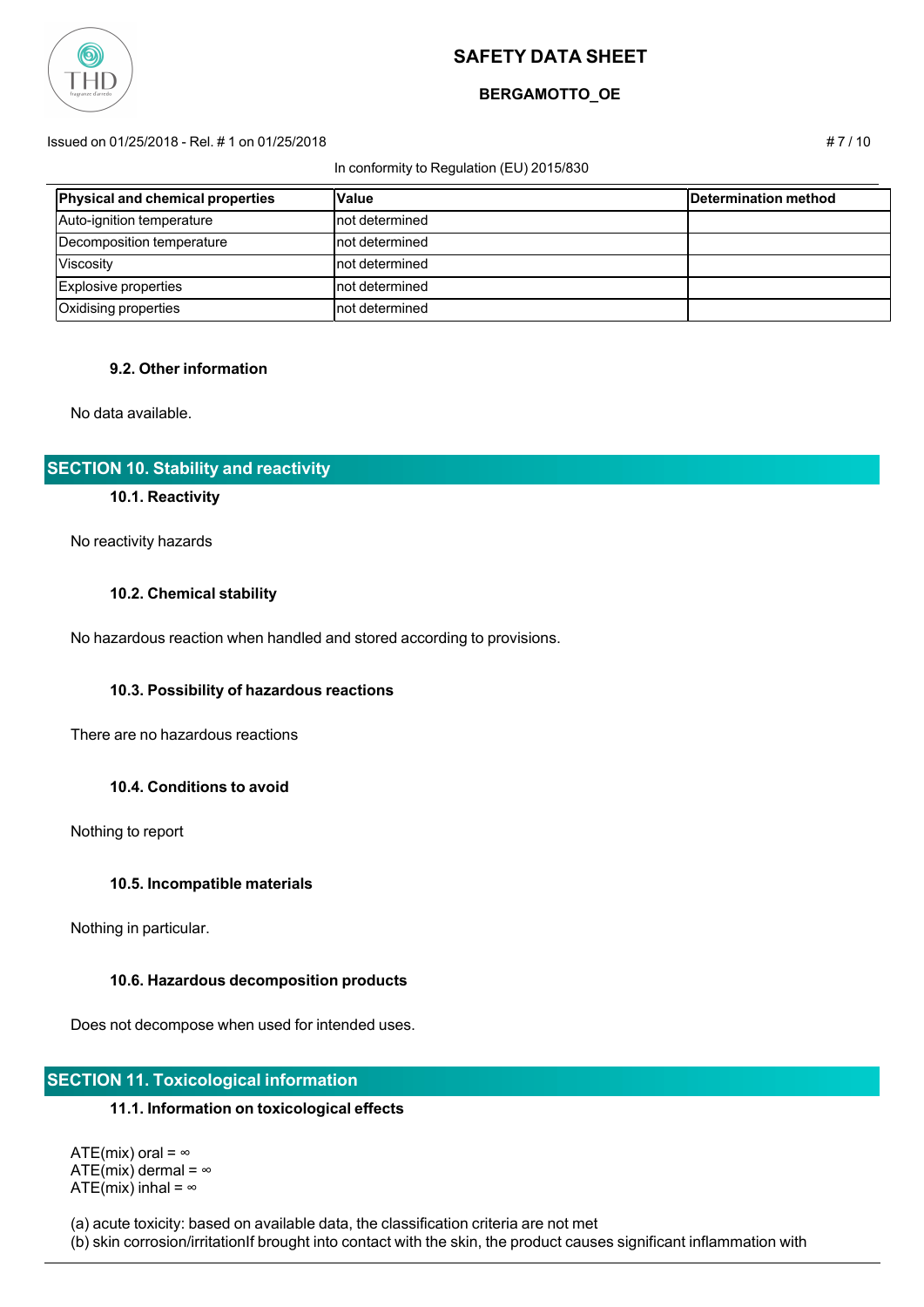| Physical and chemical properties | Value | Determination method |
| --- | --- | --- |
| Auto-ignition temperature | not determined | |
| Decomposition temperature | not determined | |
| Viscosity | not determined | |
| Explosive properties | not determined | |
| Oxidising properties | not determined | |

### 9.2. Other information

No data available.

## SECTION 10. Stability and reactivity

### 10.1. Reactivity

No reactivity hazards

### 10.2. Chemical stability

No hazardous reaction when handled and stored according to provisions.

### 10.3. Possibility of hazardous reactions

There are no hazardous reactions

### 10.4. Conditions to avoid

Nothing to report

### 10.5. Incompatible materials

Nothing in particular.

### 10.6. Hazardous decomposition products

Does not decompose when used for intended uses.

## SECTION 11. Toxicological information

### 11.1. Information on toxicological effects

ATE(mix) oral = ∞
ATE(mix) dermal = ∞
ATE(mix) inhal = ∞

(a) acute toxicity: based on available data, the classification criteria are not met
(b) skin corrosion/irritationIf brought into contact with the skin, the product causes significant inflammation with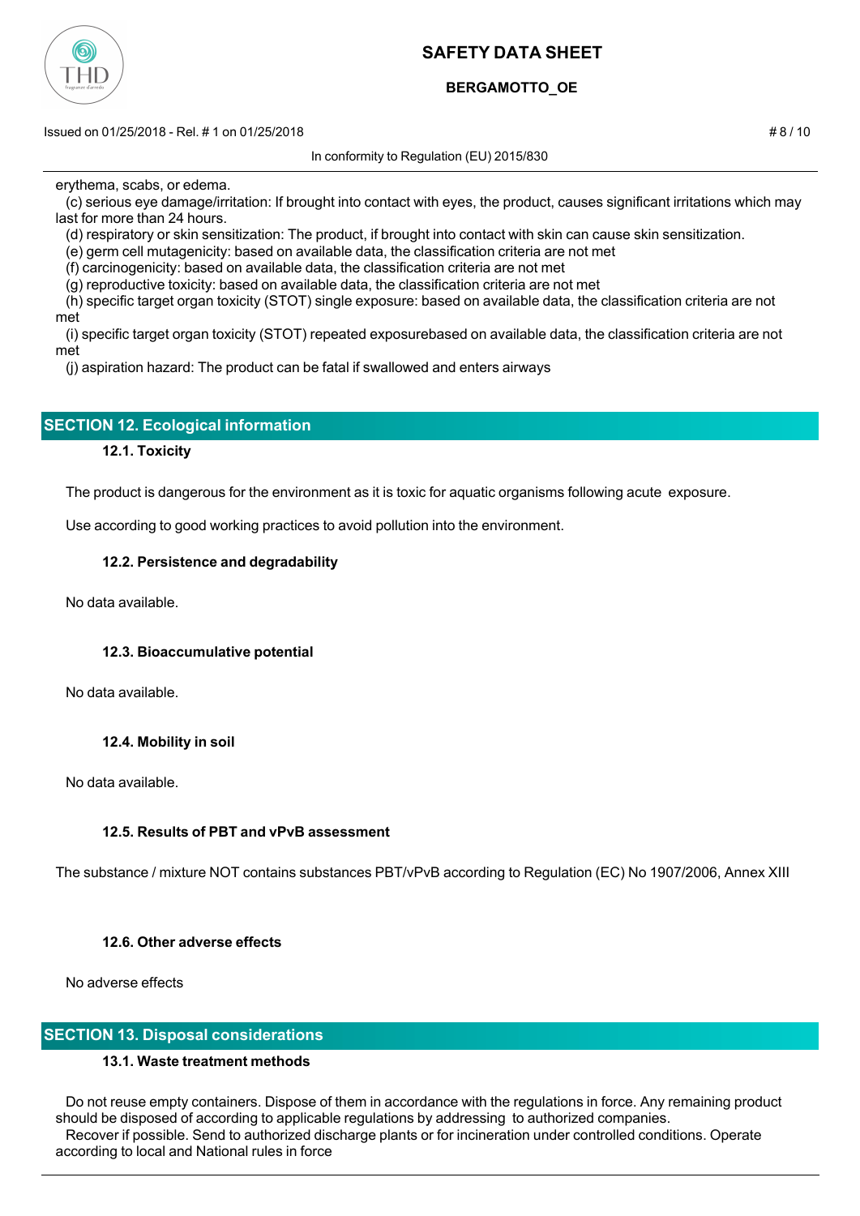erythema, scabs, or edema.

(c) serious eye damage/irritation: If brought into contact with eyes, the product, causes significant irritations which may last for more than 24 hours.

(d) respiratory or skin sensitization: The product, if brought into contact with skin can cause skin sensitization.

(e) germ cell mutagenicity: based on available data, the classification criteria are not met

(f) carcinogenicity: based on available data, the classification criteria are not met

(g) reproductive toxicity: based on available data, the classification criteria are not met

(h) specific target organ toxicity (STOT) single exposure: based on available data, the classification criteria are not met

(i) specific target organ toxicity (STOT) repeated exposurebased on available data, the classification criteria are not met

(j) aspiration hazard: The product can be fatal if swallowed and enters airways

## SECTION 12. Ecological information

### 12.1. Toxicity

The product is dangerous for the environment as it is toxic for aquatic organisms following acute exposure.

Use according to good working practices to avoid pollution into the environment.

### 12.2. Persistence and degradability

No data available.

### 12.3. Bioaccumulative potential

No data available.

### 12.4. Mobility in soil

No data available.

### 12.5. Results of PBT and vPvB assessment

The substance / mixture NOT contains substances PBT/vPvB according to Regulation (EC) No 1907/2006, Annex XIII

### 12.6. Other adverse effects

No adverse effects

## SECTION 13. Disposal considerations

### 13.1. Waste treatment methods

Do not reuse empty containers. Dispose of them in accordance with the regulations in force. Any remaining product should be disposed of according to applicable regulations by addressing to authorized companies.

Recover if possible. Send to authorized discharge plants or for incineration under controlled conditions. Operate according to local and National rules in force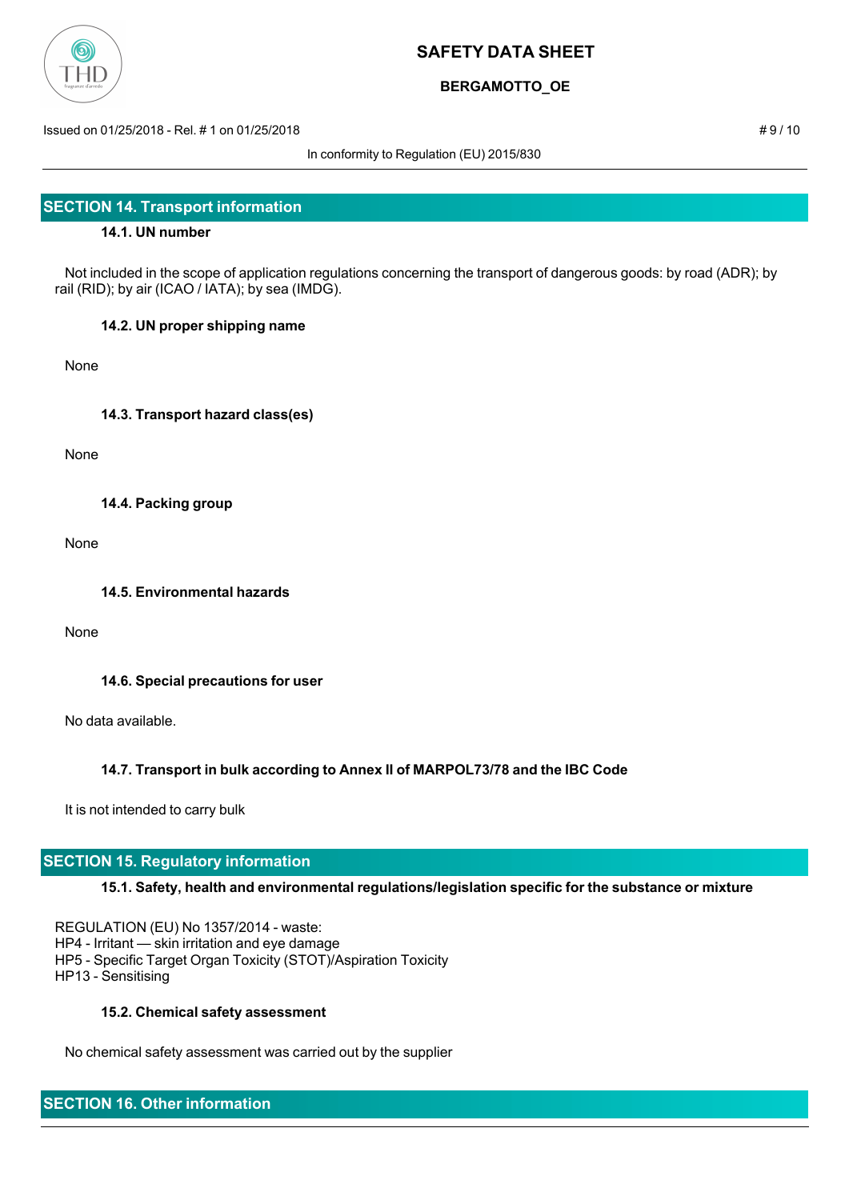## SECTION 14. Transport information

### 14.1. UN number

Not included in the scope of application regulations concerning the transport of dangerous goods: by road (ADR); by rail (RID); by air (ICAO / IATA); by sea (IMDG).

### 14.2. UN proper shipping name

None

### 14.3. Transport hazard class(es)

None

### 14.4. Packing group

None

### 14.5. Environmental hazards

None

### 14.6. Special precautions for user

No data available.

### 14.7. Transport in bulk according to Annex II of MARPOL73/78 and the IBC Code

It is not intended to carry bulk

## SECTION 15. Regulatory information

### 15.1. Safety, health and environmental regulations/legislation specific for the substance or mixture

REGULATION (EU) No 1357/2014 - waste:
HP4 - Irritant — skin irritation and eye damage
HP5 - Specific Target Organ Toxicity (STOT)/Aspiration Toxicity
HP13 - Sensitising

### 15.2. Chemical safety assessment

No chemical safety assessment was carried out by the supplier

## SECTION 16. Other information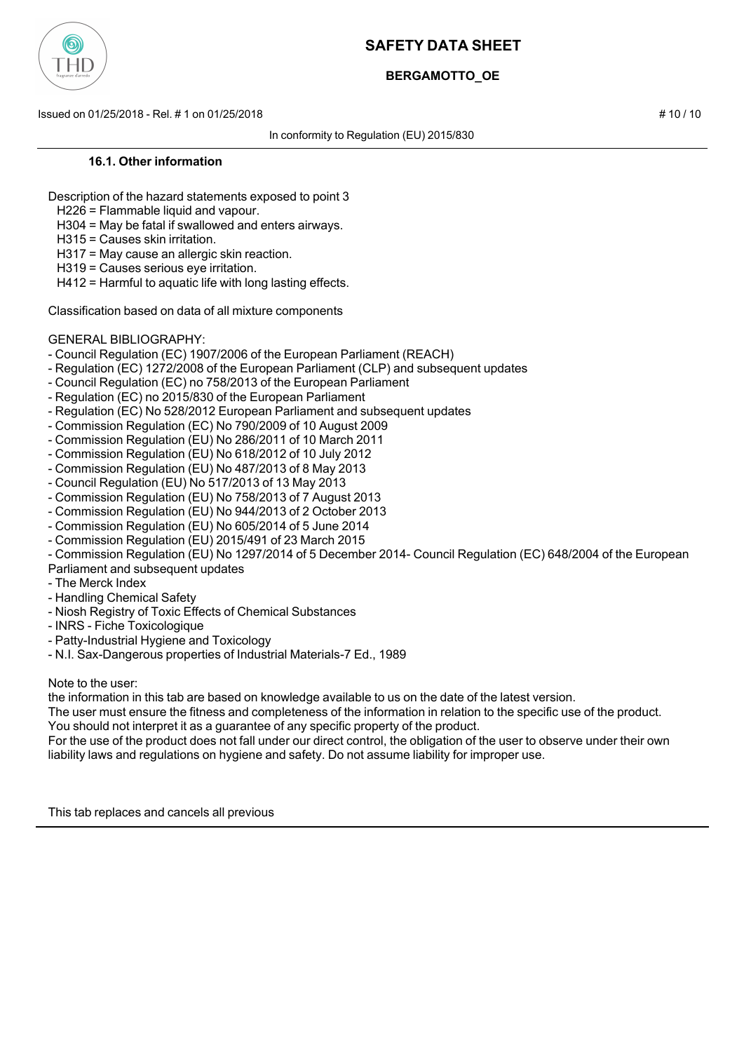### 16.1. Other information

Description of the hazard statements exposed to point 3

H226 = Flammable liquid and vapour.
H304 = May be fatal if swallowed and enters airways.
H315 = Causes skin irritation.
H317 = May cause an allergic skin reaction.
H319 = Causes serious eye irritation.
H412 = Harmful to aquatic life with long lasting effects.

Classification based on data of all mixture components

GENERAL BIBLIOGRAPHY:

- Council Regulation (EC) 1907/2006 of the European Parliament (REACH)
- Regulation (EC) 1272/2008 of the European Parliament (CLP) and subsequent updates
- Council Regulation (EC) no 758/2013 of the European Parliament
- Regulation (EC) no 2015/830 of the European Parliament
- Regulation (EC) No 528/2012 European Parliament and subsequent updates
- Commission Regulation (EC) No 790/2009 of 10 August 2009
- Commission Regulation (EU) No 286/2011 of 10 March 2011
- Commission Regulation (EU) No 618/2012 of 10 July 2012
- Commission Regulation (EU) No 487/2013 of 8 May 2013
- Council Regulation (EU) No 517/2013 of 13 May 2013
- Commission Regulation (EU) No 758/2013 of 7 August 2013
- Commission Regulation (EU) No 944/2013 of 2 October 2013
- Commission Regulation (EU) No 605/2014 of 5 June 2014
- Commission Regulation (EU) 2015/491 of 23 March 2015
- Commission Regulation (EU) No 1297/2014 of 5 December 2014- Council Regulation (EC) 648/2004 of the European Parliament and subsequent updates
- The Merck Index
- Handling Chemical Safety
- Niosh Registry of Toxic Effects of Chemical Substances
- INRS - Fiche Toxicologique
- Patty-Industrial Hygiene and Toxicology
- N.I. Sax-Dangerous properties of Industrial Materials-7 Ed., 1989

Note to the user:
the information in this tab are based on knowledge available to us on the date of the latest version.
The user must ensure the fitness and completeness of the information in relation to the specific use of the product.
You should not interpret it as a guarantee of any specific property of the product.
For the use of the product does not fall under our direct control, the obligation of the user to observe under their own liability laws and regulations on hygiene and safety. Do not assume liability for improper use.

This tab replaces and cancels all previous